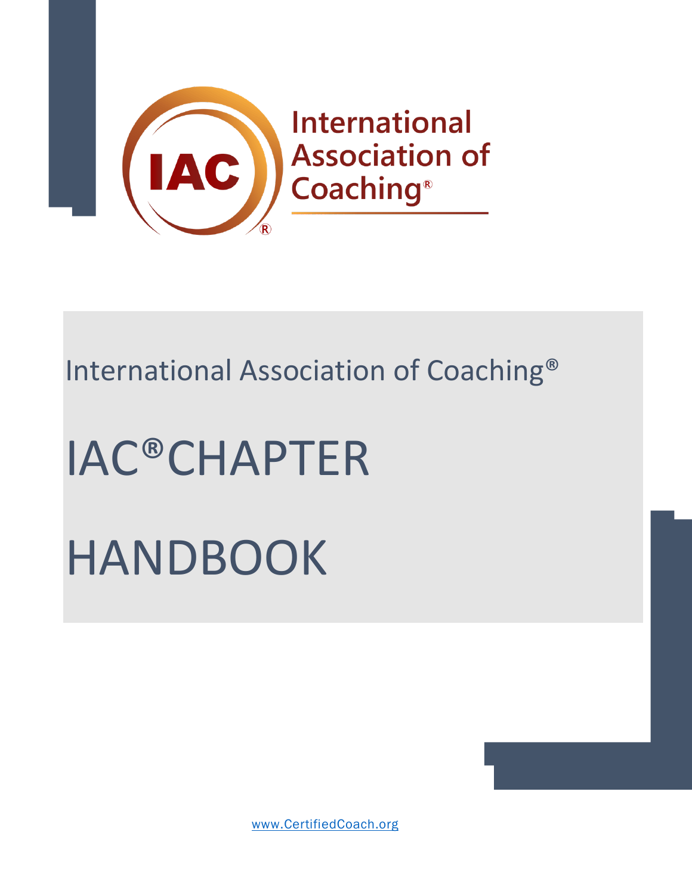International Association of Coaching®

International Association of Coaching®

# IAC®CHAPTER HANDBOOK

www.CertifiedCoach.org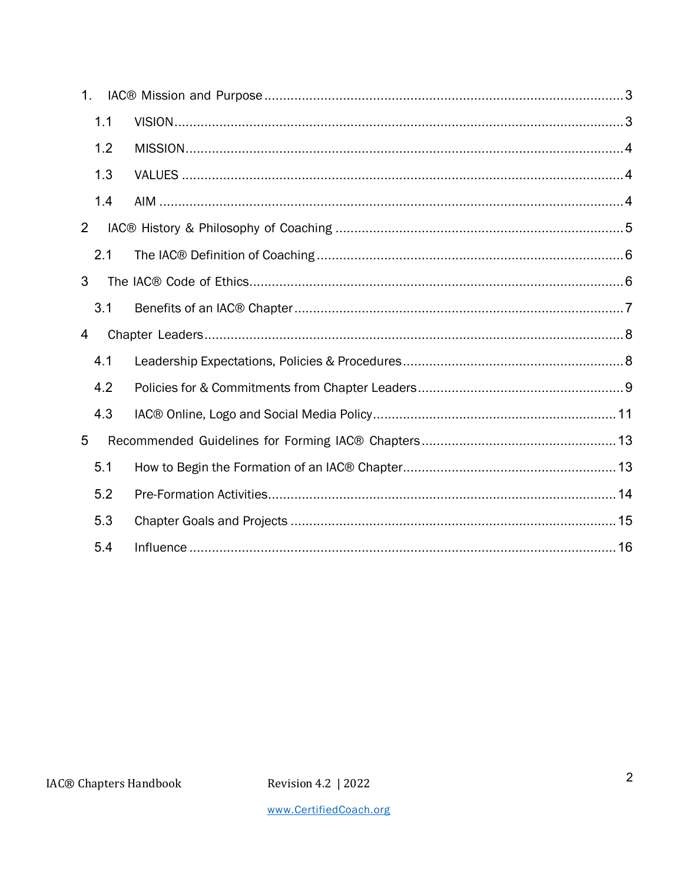1. IAC® Mission and Purpose ..... 3
   - 1.1 VISION ..... 3
   - 1.2 MISSION ..... 4
   - 1.3 VALUES ..... 4
   - 1.4 AIM ..... 4
2. IAC® History & Philosophy of Coaching ..... 5
   - 2.1 The IAC® Definition of Coaching ..... 6
3. The IAC® Code of Ethics ..... 6
   - 3.1 Benefits of an IAC® Chapter ..... 7
4. Chapter Leaders ..... 8
   - 4.1 Leadership Expectations, Policies & Procedures ..... 8
   - 4.2 Policies for & Commitments from Chapter Leaders ..... 9
   - 4.3 IAC® Online, Logo and Social Media Policy ..... 11
5. Recommended Guidelines for Forming IAC® Chapters ..... 13
   - 5.1 How to Begin the Formation of an IAC® Chapter ..... 13
   - 5.2 Pre-Formation Activities ..... 14
   - 5.3 Chapter Goals and Projects ..... 15
   - 5.4 Influence ..... 16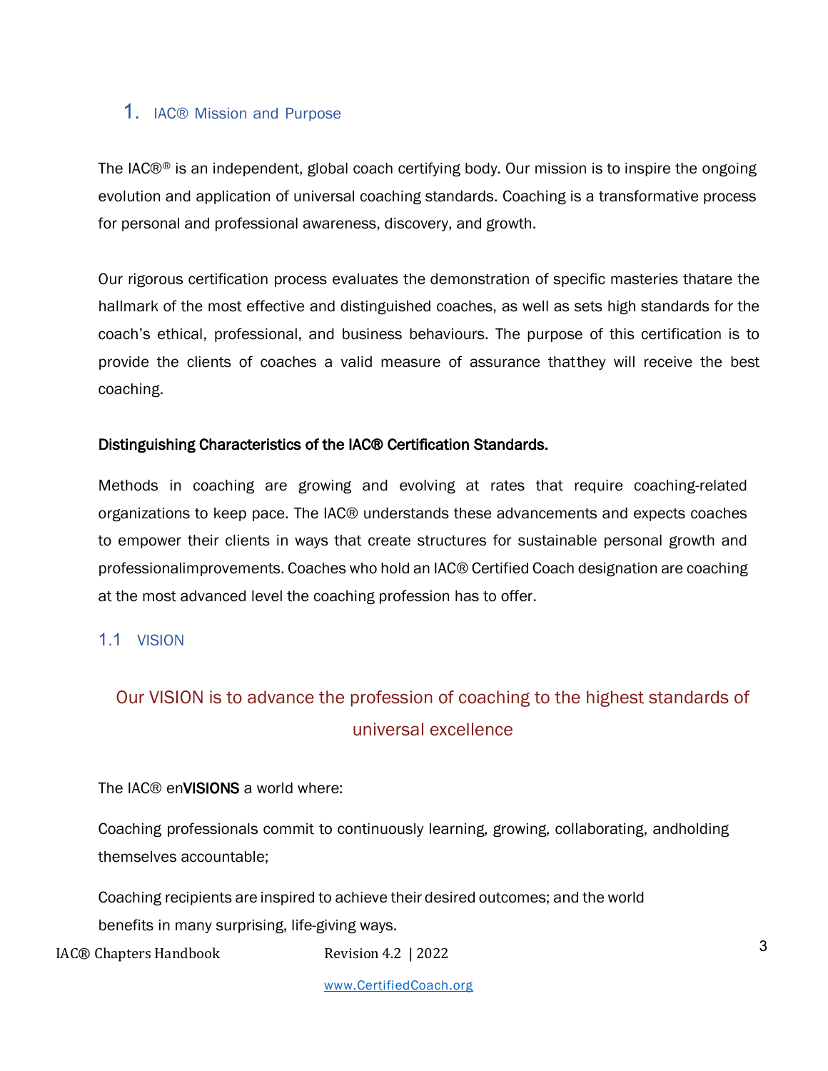## 1. IAC® Mission and Purpose

The IAC®[®] is an independent, global coach certifying body. Our mission is to inspire the ongoing evolution and application of universal coaching standards. Coaching is a transformative process for personal and professional awareness, discovery, and growth.

Our rigorous certification process evaluates the demonstration of specific masteries thatare the hallmark of the most effective and distinguished coaches, as well as sets high standards for the coach's ethical, professional, and business behaviours. The purpose of this certification is to provide the clients of coaches a valid measure of assurance thatthey will receive the best coaching.

**Distinguishing Characteristics of the IAC® Certification Standards.**

Methods in coaching are growing and evolving at rates that require coaching-related organizations to keep pace. The IAC® understands these advancements and expects coaches to empower their clients in ways that create structures for sustainable personal growth and professionalimprovements. Coaches who hold an IAC® Certified Coach designation are coaching at the most advanced level the coaching profession has to offer.

### 1.1 VISION

Our VISION is to advance the profession of coaching to the highest standards of universal excellence

The IAC® en**VISIONS** a world where:

Coaching professionals commit to continuously learning, growing, collaborating, andholding themselves accountable;

Coaching recipients are inspired to achieve their desired outcomes; and the world benefits in many surprising, life-giving ways.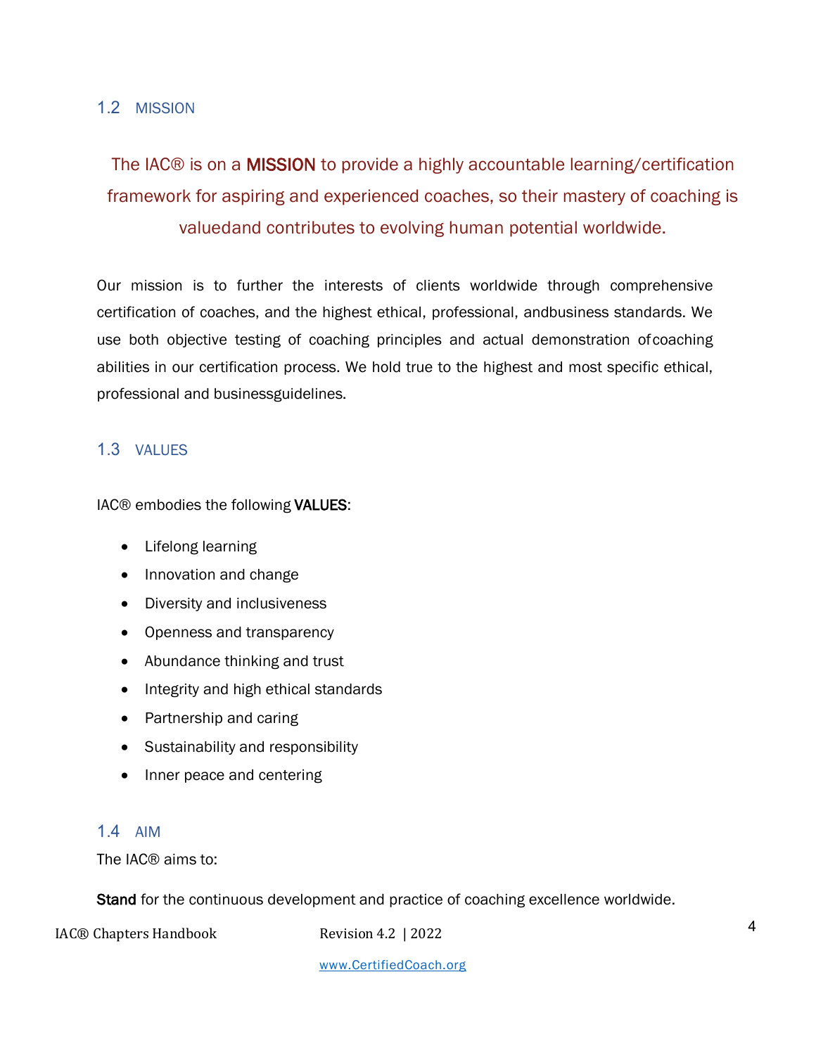## 1.2 MISSION

The IAC® is on a **MISSION** to provide a highly accountable learning/certification framework for aspiring and experienced coaches, so their mastery of coaching is valuedand contributes to evolving human potential worldwide.

Our mission is to further the interests of clients worldwide through comprehensive certification of coaches, and the highest ethical, professional, andbusiness standards. We use both objective testing of coaching principles and actual demonstration ofcoaching abilities in our certification process. We hold true to the highest and most specific ethical, professional and businessguidelines.

## 1.3 VALUES

IAC® embodies the following **VALUES**:

- Lifelong learning
- Innovation and change
- Diversity and inclusiveness
- Openness and transparency
- Abundance thinking and trust
- Integrity and high ethical standards
- Partnership and caring
- Sustainability and responsibility
- Inner peace and centering

## 1.4 AIM

The IAC® aims to:

**Stand** for the continuous development and practice of coaching excellence worldwide.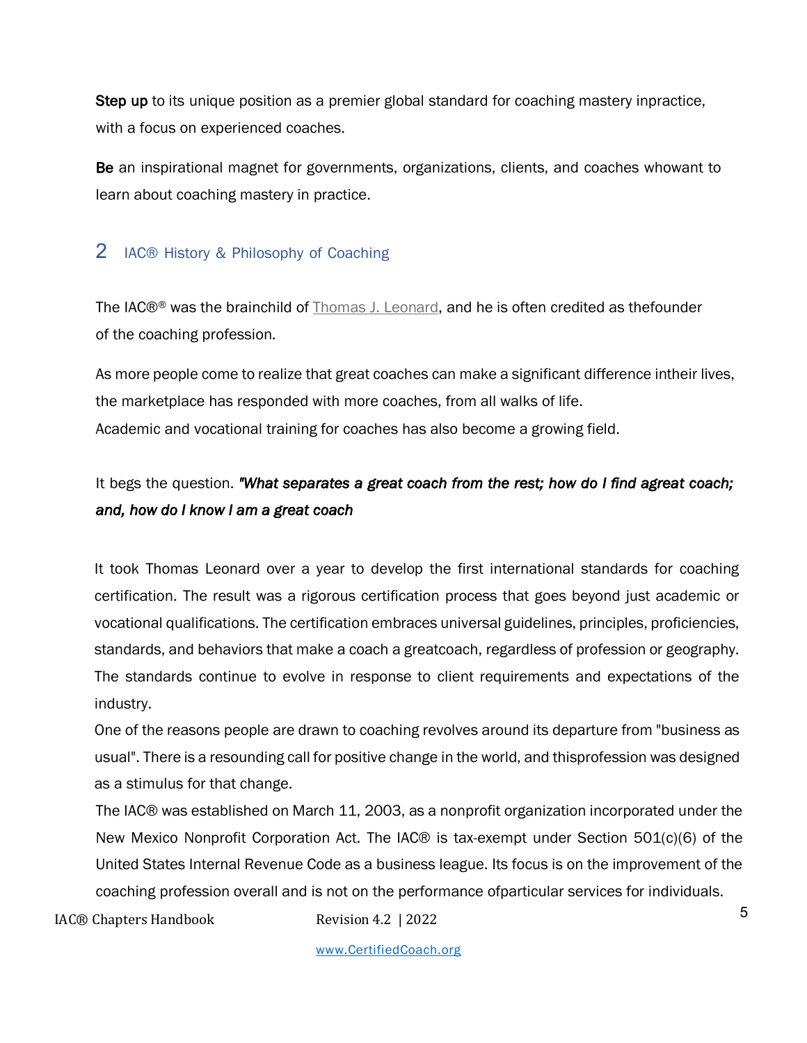**Step up** to its unique position as a premier global standard for coaching mastery inpractice, with a focus on experienced coaches.

**Be** an inspirational magnet for governments, organizations, clients, and coaches whowant to learn about coaching mastery in practice.

## 2 IAC® History & Philosophy of Coaching

The IAC®® was the brainchild of Thomas J. Leonard, and he is often credited as thefounder of the coaching profession.

As more people come to realize that great coaches can make a significant difference intheir lives, the marketplace has responded with more coaches, from all walks of life.
Academic and vocational training for coaches has also become a growing field.

It begs the question. ***"What separates a great coach from the rest; how do I find agreat coach; and, how do I know I am a great coach***

It took Thomas Leonard over a year to develop the first international standards for coaching certification. The result was a rigorous certification process that goes beyond just academic or vocational qualifications. The certification embraces universal guidelines, principles, proficiencies, standards, and behaviors that make a coach a greatcoach, regardless of profession or geography. The standards continue to evolve in response to client requirements and expectations of the industry.
One of the reasons people are drawn to coaching revolves around its departure from "business as usual". There is a resounding call for positive change in the world, and thisprofession was designed as a stimulus for that change.
The IAC® was established on March 11, 2003, as a nonprofit organization incorporated under the New Mexico Nonprofit Corporation Act. The IAC® is tax-exempt under Section 501(c)(6) of the United States Internal Revenue Code as a business league. Its focus is on the improvement of the coaching profession overall and is not on the performance ofparticular services for individuals.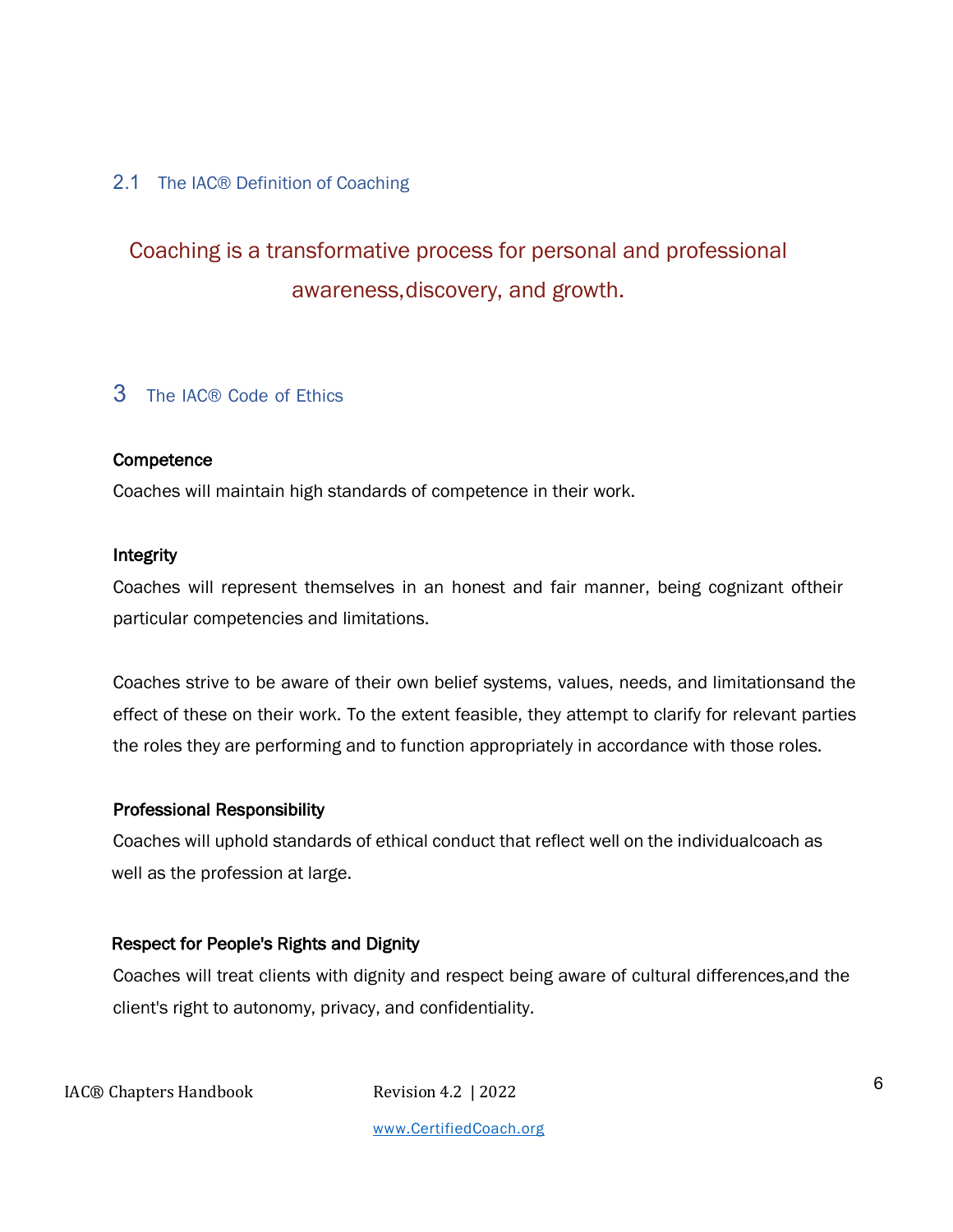## 2.1 The IAC® Definition of Coaching

Coaching is a transformative process for personal and professional awareness,discovery, and growth.

# 3 The IAC® Code of Ethics

**Competence**

Coaches will maintain high standards of competence in their work.

**Integrity**

Coaches will represent themselves in an honest and fair manner, being cognizant oftheir particular competencies and limitations.

Coaches strive to be aware of their own belief systems, values, needs, and limitationsand the effect of these on their work. To the extent feasible, they attempt to clarify for relevant parties the roles they are performing and to function appropriately in accordance with those roles.

**Professional Responsibility**

Coaches will uphold standards of ethical conduct that reflect well on the individualcoach as well as the profession at large.

**Respect for People's Rights and Dignity**

Coaches will treat clients with dignity and respect being aware of cultural differences,and the client's right to autonomy, privacy, and confidentiality.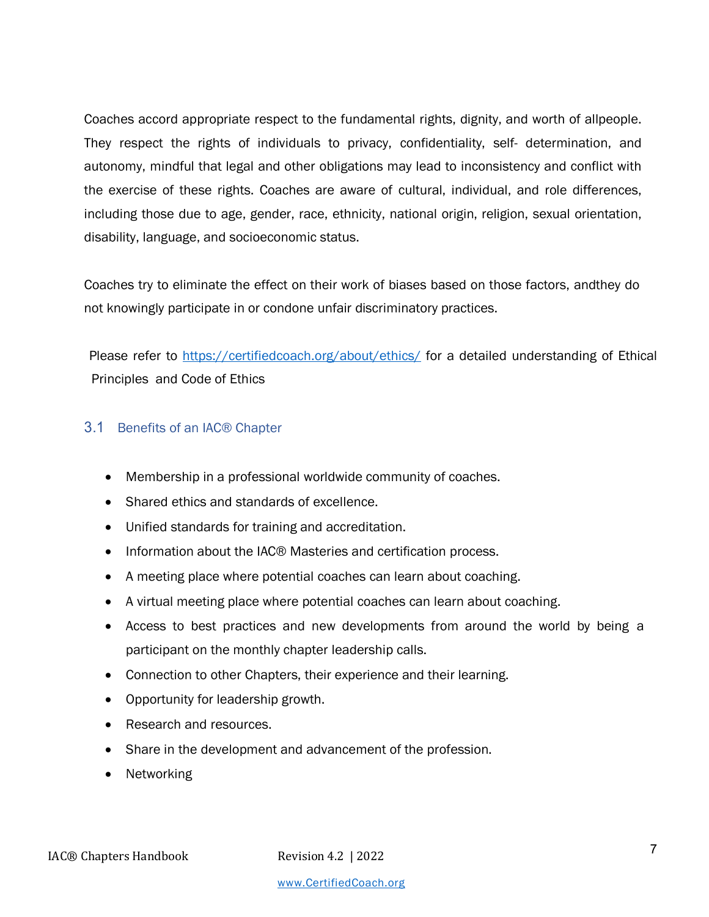Coaches accord appropriate respect to the fundamental rights, dignity, and worth of allpeople. They respect the rights of individuals to privacy, confidentiality, self- determination, and autonomy, mindful that legal and other obligations may lead to inconsistency and conflict with the exercise of these rights. Coaches are aware of cultural, individual, and role differences, including those due to age, gender, race, ethnicity, national origin, religion, sexual orientation, disability, language, and socioeconomic status.

Coaches try to eliminate the effect on their work of biases based on those factors, andthey do not knowingly participate in or condone unfair discriminatory practices.

Please refer to [https://certifiedcoach.org/about/ethics/](https://certifiedcoach.org/about/ethics/) for a detailed understanding of Ethical Principles and Code of Ethics

### 3.1 Benefits of an IAC® Chapter

- Membership in a professional worldwide community of coaches.
- Shared ethics and standards of excellence.
- Unified standards for training and accreditation.
- Information about the IAC® Masteries and certification process.
- A meeting place where potential coaches can learn about coaching.
- A virtual meeting place where potential coaches can learn about coaching.
- Access to best practices and new developments from around the world by being a participant on the monthly chapter leadership calls.
- Connection to other Chapters, their experience and their learning.
- Opportunity for leadership growth.
- Research and resources.
- Share in the development and advancement of the profession.
- Networking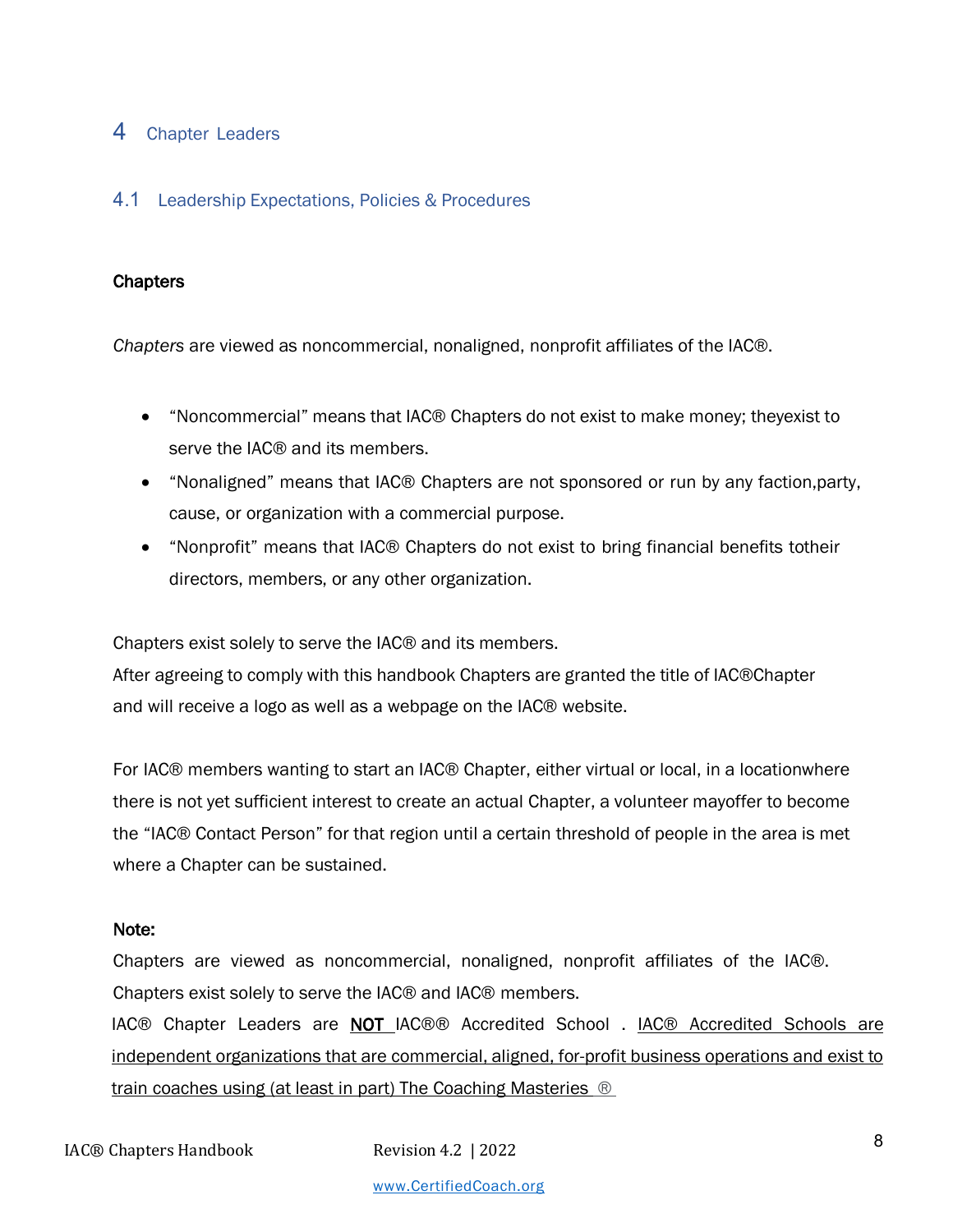# 4 Chapter Leaders

## 4.1 Leadership Expectations, Policies & Procedures

**Chapters**

*Chapters* are viewed as noncommercial, nonaligned, nonprofit affiliates of the IAC®.

- "Noncommercial" means that IAC® Chapters do not exist to make money; theyexist to serve the IAC® and its members.
- "Nonaligned" means that IAC® Chapters are not sponsored or run by any faction,party, cause, or organization with a commercial purpose.
- "Nonprofit" means that IAC® Chapters do not exist to bring financial benefits totheir directors, members, or any other organization.

Chapters exist solely to serve the IAC® and its members.
After agreeing to comply with this handbook Chapters are granted the title of IAC®Chapter and will receive a logo as well as a webpage on the IAC® website.

For IAC® members wanting to start an IAC® Chapter, either virtual or local, in a locationwhere there is not yet sufficient interest to create an actual Chapter, a volunteer mayoffer to become the "IAC® Contact Person" for that region until a certain threshold of people in the area is met where a Chapter can be sustained.

**Note:**

Chapters are viewed as noncommercial, nonaligned, nonprofit affiliates of the IAC®.
Chapters exist solely to serve the IAC® and IAC® members.
IAC® Chapter Leaders are **NOT** IAC®® Accredited School . IAC® Accredited Schools are independent organizations that are commercial, aligned, for-profit business operations and exist to train coaches using (at least in part) The Coaching Masteries ®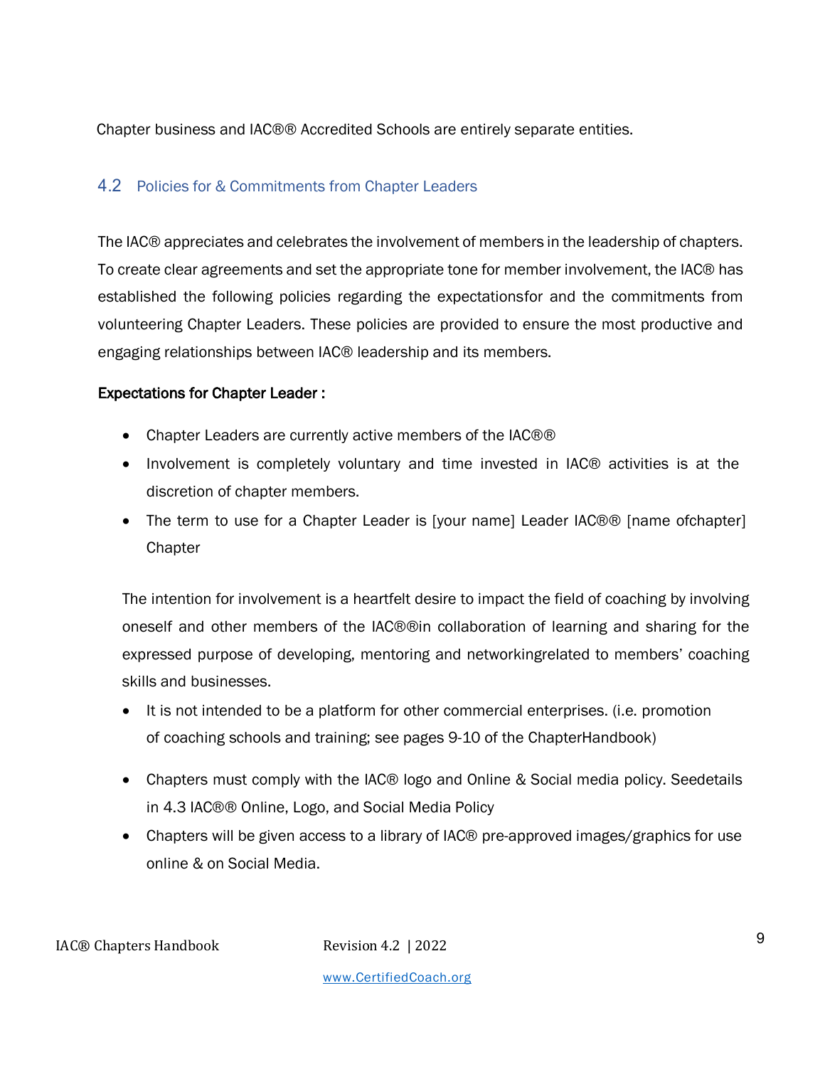Chapter business and IAC®® Accredited Schools are entirely separate entities.

### 4.2 Policies for & Commitments from Chapter Leaders

The IAC® appreciates and celebrates the involvement of members in the leadership of chapters. To create clear agreements and set the appropriate tone for member involvement, the IAC® has established the following policies regarding the expectationsfor and the commitments from volunteering Chapter Leaders. These policies are provided to ensure the most productive and engaging relationships between IAC® leadership and its members.

**Expectations for Chapter Leader :**

- Chapter Leaders are currently active members of the IAC®®
- Involvement is completely voluntary and time invested in IAC® activities is at the discretion of chapter members.
- The term to use for a Chapter Leader is [your name] Leader IAC®® [name ofchapter] Chapter

The intention for involvement is a heartfelt desire to impact the field of coaching by involving oneself and other members of the IAC®®in collaboration of learning and sharing for the expressed purpose of developing, mentoring and networkingrelated to members' coaching skills and businesses.

- It is not intended to be a platform for other commercial enterprises. (i.e. promotion of coaching schools and training; see pages 9-10 of the ChapterHandbook)
- Chapters must comply with the IAC® logo and Online & Social media policy. Seedetails in 4.3 IAC®® Online, Logo, and Social Media Policy
- Chapters will be given access to a library of IAC® pre-approved images/graphics for use online & on Social Media.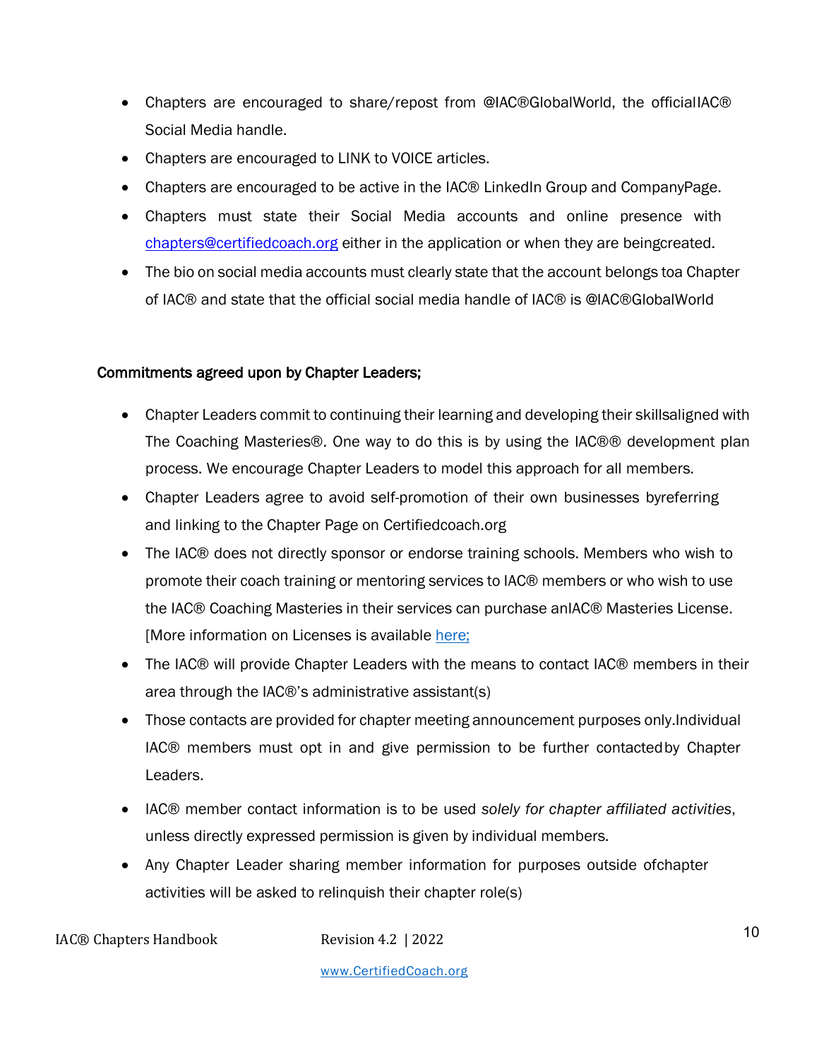- Chapters are encouraged to share/repost from @IAC®GlobalWorld, the officialIAC® Social Media handle.
- Chapters are encouraged to LINK to VOICE articles.
- Chapters are encouraged to be active in the IAC® LinkedIn Group and CompanyPage.
- Chapters must state their Social Media accounts and online presence with chapters@certifiedcoach.org either in the application or when they are beingcreated.
- The bio on social media accounts must clearly state that the account belongs toa Chapter of IAC® and state that the official social media handle of IAC® is @IAC®GlobalWorld

**Commitments agreed upon by Chapter Leaders;**

- Chapter Leaders commit to continuing their learning and developing their skillsaligned with The Coaching Masteries®. One way to do this is by using the IAC®® development plan process. We encourage Chapter Leaders to model this approach for all members.
- Chapter Leaders agree to avoid self-promotion of their own businesses byreferring and linking to the Chapter Page on Certifiedcoach.org
- The IAC® does not directly sponsor or endorse training schools. Members who wish to promote their coach training or mentoring services to IAC® members or who wish to use the IAC® Coaching Masteries in their services can purchase anIAC® Masteries License. [More information on Licenses is available here;
- The IAC® will provide Chapter Leaders with the means to contact IAC® members in their area through the IAC®'s administrative assistant(s)
- Those contacts are provided for chapter meeting announcement purposes only.Individual IAC® members must opt in and give permission to be further contactedby Chapter Leaders.
- IAC® member contact information is to be used *solely for chapter affiliated activities*, unless directly expressed permission is given by individual members.
- Any Chapter Leader sharing member information for purposes outside ofchapter activities will be asked to relinquish their chapter role(s)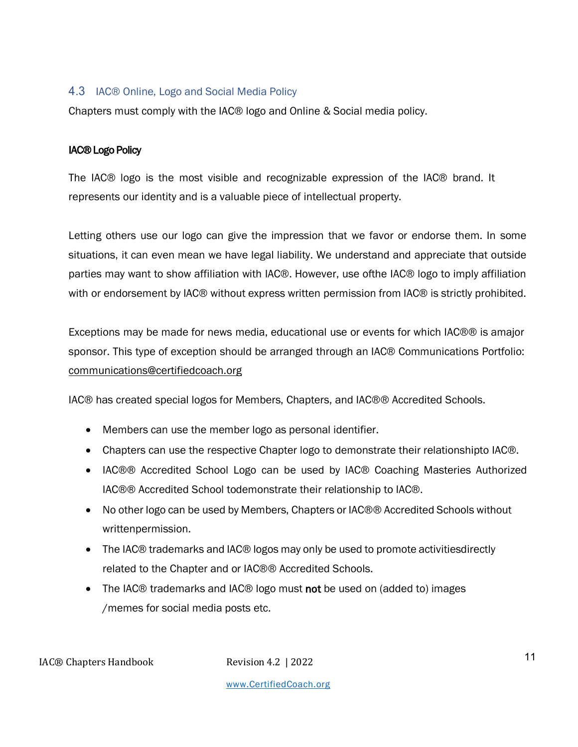## 4.3 IAC® Online, Logo and Social Media Policy

Chapters must comply with the IAC® logo and Online & Social media policy.

**IAC® Logo Policy**

The IAC® logo is the most visible and recognizable expression of the IAC® brand. It represents our identity and is a valuable piece of intellectual property.

Letting others use our logo can give the impression that we favor or endorse them. In some situations, it can even mean we have legal liability. We understand and appreciate that outside parties may want to show affiliation with IAC®. However, use ofthe IAC® logo to imply affiliation with or endorsement by IAC® without express written permission from IAC® is strictly prohibited.

Exceptions may be made for news media, educational use or events for which IAC®® is amajor sponsor. This type of exception should be arranged through an IAC® Communications Portfolio: communications@certifiedcoach.org

IAC® has created special logos for Members, Chapters, and IAC®® Accredited Schools.

- Members can use the member logo as personal identifier.
- Chapters can use the respective Chapter logo to demonstrate their relationshipto IAC®.
- IAC®® Accredited School Logo can be used by IAC® Coaching Masteries Authorized IAC®® Accredited School todemonstrate their relationship to IAC®.
- No other logo can be used by Members, Chapters or IAC®® Accredited Schools without writtenpermission.
- The IAC® trademarks and IAC® logos may only be used to promote activitiesdirectly related to the Chapter and or IAC®® Accredited Schools.
- The IAC® trademarks and IAC® logo must **not** be used on (added to) images /memes for social media posts etc.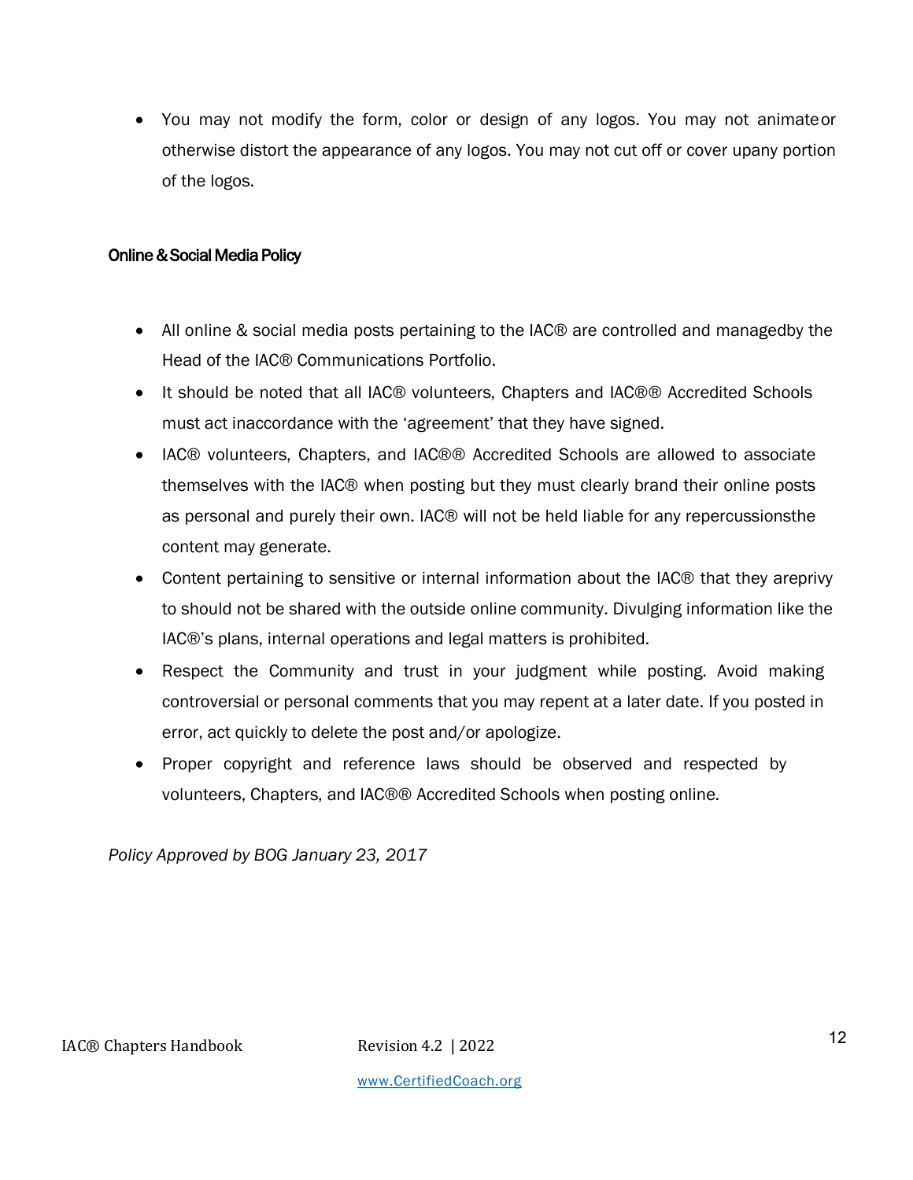- You may not modify the form, color or design of any logos. You may not animate or otherwise distort the appearance of any logos. You may not cut off or cover up any portion of the logos.

**Online & Social Media Policy**

- All online & social media posts pertaining to the IAC® are controlled and managed by the Head of the IAC® Communications Portfolio.
- It should be noted that all IAC® volunteers, Chapters and IAC®® Accredited Schools must act in accordance with the 'agreement' that they have signed.
- IAC® volunteers, Chapters, and IAC®® Accredited Schools are allowed to associate themselves with the IAC® when posting but they must clearly brand their online posts as personal and purely their own. IAC® will not be held liable for any repercussions the content may generate.
- Content pertaining to sensitive or internal information about the IAC® that they are privy to should not be shared with the outside online community. Divulging information like the IAC®'s plans, internal operations and legal matters is prohibited.
- Respect the Community and trust in your judgment while posting. Avoid making controversial or personal comments that you may repent at a later date. If you posted in error, act quickly to delete the post and/or apologize.
- Proper copyright and reference laws should be observed and respected by volunteers, Chapters, and IAC®® Accredited Schools when posting online.

*Policy Approved by BOG January 23, 2017*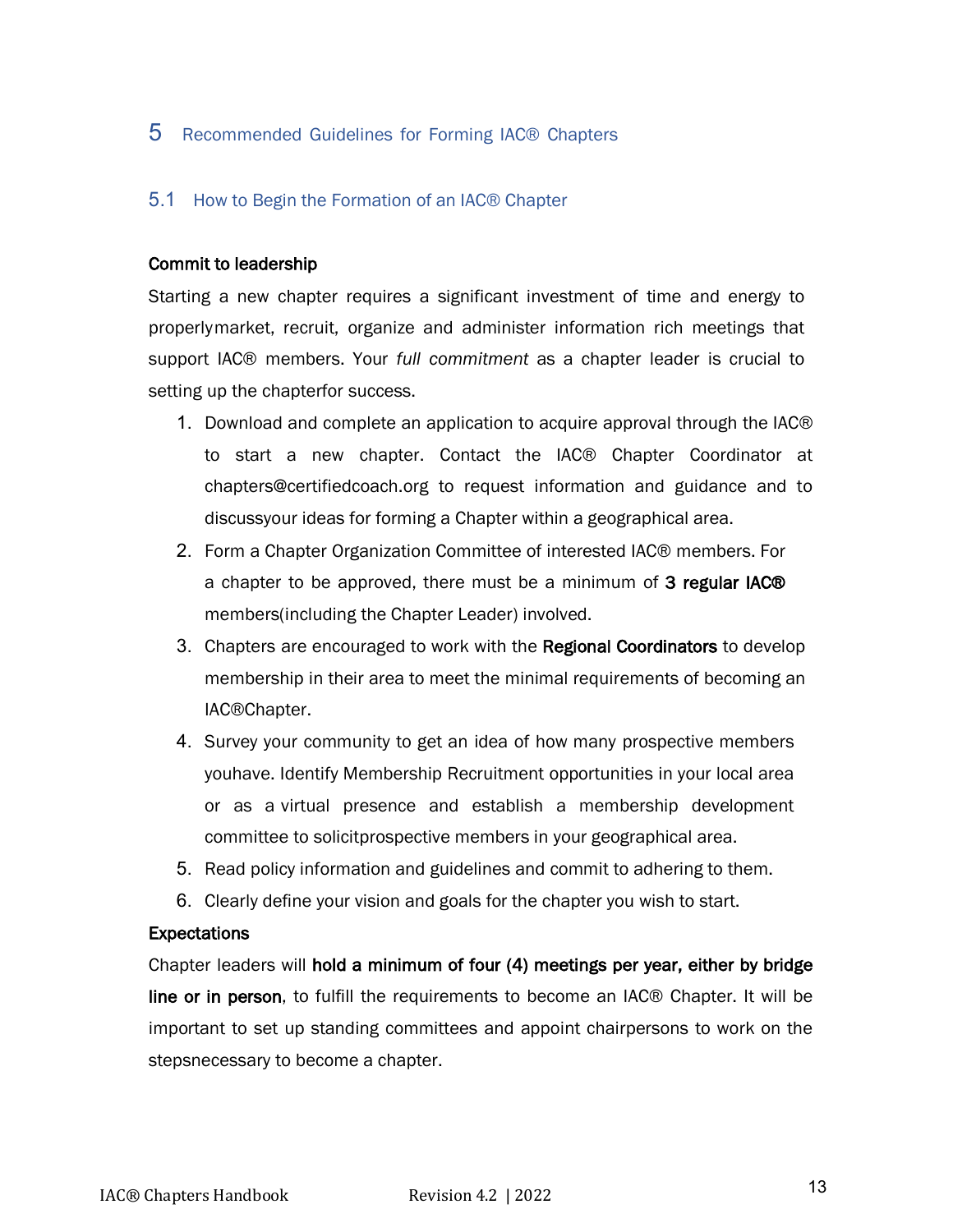# 5 Recommended Guidelines for Forming IAC® Chapters

## 5.1 How to Begin the Formation of an IAC® Chapter

**Commit to leadership**

Starting a new chapter requires a significant investment of time and energy to properlymarket, recruit, organize and administer information rich meetings that support IAC® members. Your *full commitment* as a chapter leader is crucial to setting up the chapterfor success.

1. Download and complete an application to acquire approval through the IAC® to start a new chapter. Contact the IAC® Chapter Coordinator at chapters@certifiedcoach.org to request information and guidance and to discussyour ideas for forming a Chapter within a geographical area.
2. Form a Chapter Organization Committee of interested IAC® members. For a chapter to be approved, there must be a minimum of **3 regular IAC®** members(including the Chapter Leader) involved.
3. Chapters are encouraged to work with the **Regional Coordinators** to develop membership in their area to meet the minimal requirements of becoming an IAC®Chapter.
4. Survey your community to get an idea of how many prospective members youhave. Identify Membership Recruitment opportunities in your local area or as a virtual presence and establish a membership development committee to solicitprospective members in your geographical area.
5. Read policy information and guidelines and commit to adhering to them.
6. Clearly define your vision and goals for the chapter you wish to start.

**Expectations**

Chapter leaders will **hold a minimum of four (4) meetings per year, either by bridge line or in person**, to fulfill the requirements to become an IAC® Chapter. It will be important to set up standing committees and appoint chairpersons to work on the stepsnecessary to become a chapter.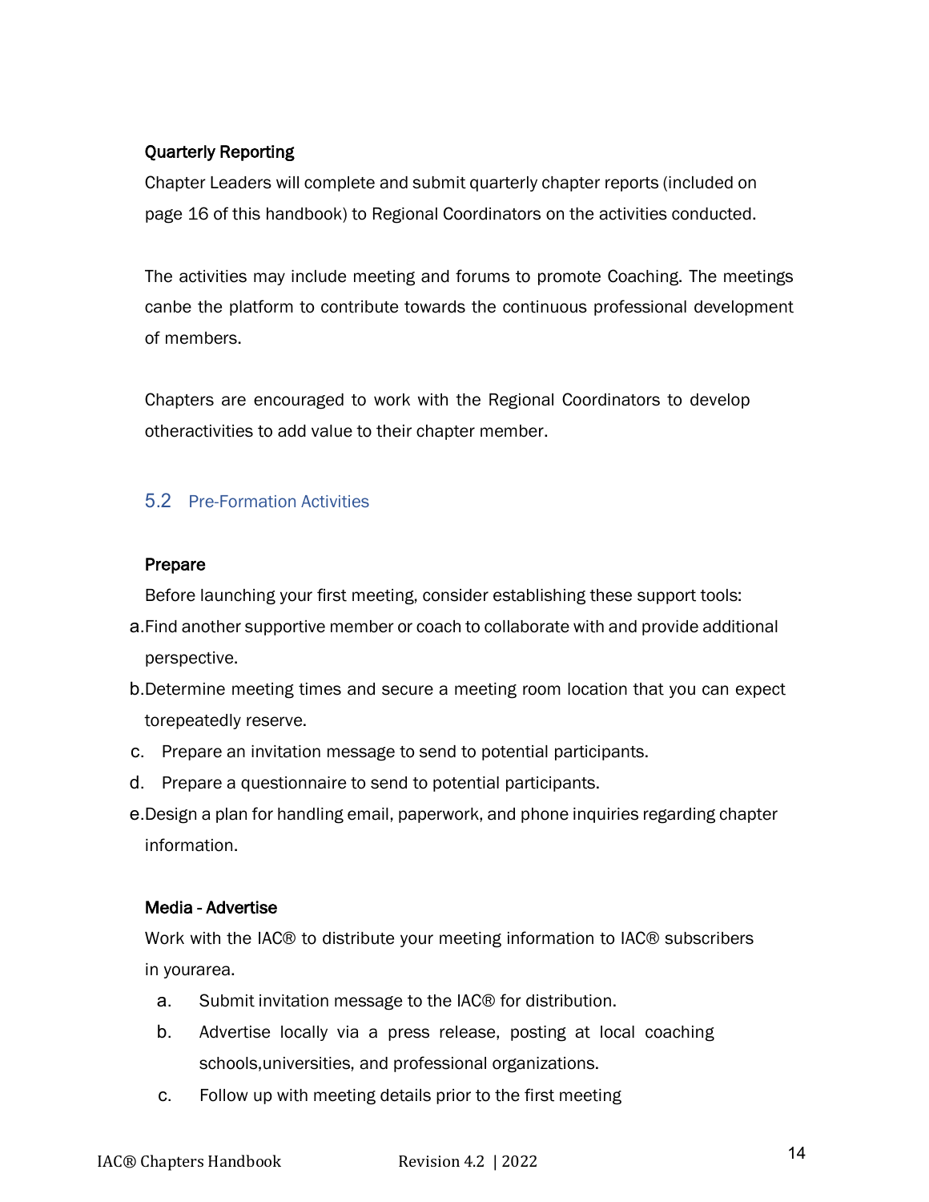**Quarterly Reporting**

Chapter Leaders will complete and submit quarterly chapter reports (included on page 16 of this handbook) to Regional Coordinators on the activities conducted.

The activities may include meeting and forums to promote Coaching. The meetings canbe the platform to contribute towards the continuous professional development of members.

Chapters are encouraged to work with the Regional Coordinators to develop otheractivities to add value to their chapter member.

## 5.2 Pre-Formation Activities

**Prepare**

Before launching your first meeting, consider establishing these support tools:

a. Find another supportive member or coach to collaborate with and provide additional perspective.
b. Determine meeting times and secure a meeting room location that you can expect torepeatedly reserve.
c. Prepare an invitation message to send to potential participants.
d. Prepare a questionnaire to send to potential participants.
e. Design a plan for handling email, paperwork, and phone inquiries regarding chapter information.

**Media - Advertise**

Work with the IAC® to distribute your meeting information to IAC® subscribers in yourarea.

a. Submit invitation message to the IAC® for distribution.
b. Advertise locally via a press release, posting at local coaching schools,universities, and professional organizations.
c. Follow up with meeting details prior to the first meeting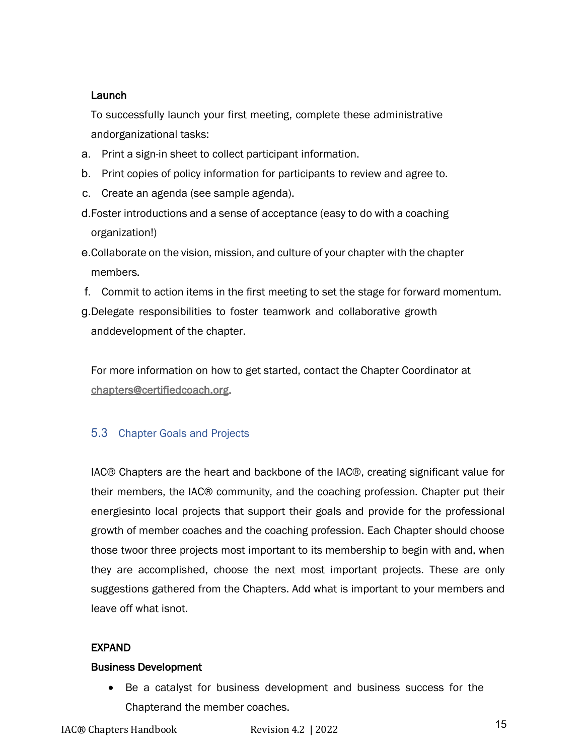**Launch**

To successfully launch your first meeting, complete these administrative andorganizational tasks:

a. Print a sign-in sheet to collect participant information.
b. Print copies of policy information for participants to review and agree to.
c. Create an agenda (see sample agenda).
d. Foster introductions and a sense of acceptance (easy to do with a coaching organization!)
e. Collaborate on the vision, mission, and culture of your chapter with the chapter members.
f. Commit to action items in the first meeting to set the stage for forward momentum.
g. Delegate responsibilities to foster teamwork and collaborative growth anddevelopment of the chapter.

For more information on how to get started, contact the Chapter Coordinator at chapters@certifiedcoach.org.

## 5.3 Chapter Goals and Projects

IAC® Chapters are the heart and backbone of the IAC®, creating significant value for their members, the IAC® community, and the coaching profession. Chapter put their energiesinto local projects that support their goals and provide for the professional growth of member coaches and the coaching profession. Each Chapter should choose those twoor three projects most important to its membership to begin with and, when they are accomplished, choose the next most important projects. These are only suggestions gathered from the Chapters. Add what is important to your members and leave off what isnot.

**EXPAND**

**Business Development**

- Be a catalyst for business development and business success for the Chapterand the member coaches.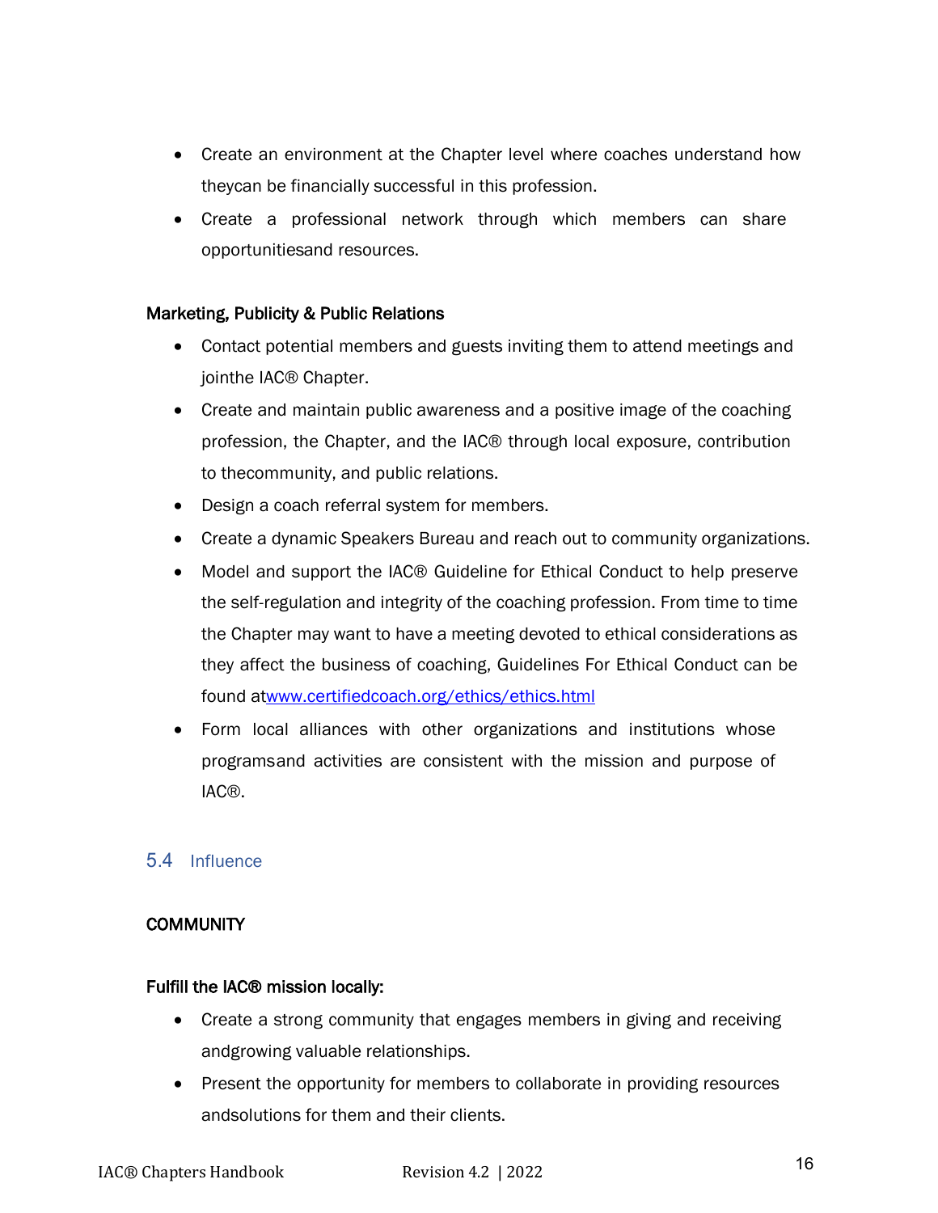- Create an environment at the Chapter level where coaches understand how theycan be financially successful in this profession.
- Create a professional network through which members can share opportunitiesand resources.

**Marketing, Publicity & Public Relations**

- Contact potential members and guests inviting them to attend meetings and jointhe IAC® Chapter.
- Create and maintain public awareness and a positive image of the coaching profession, the Chapter, and the IAC® through local exposure, contribution to thecommunity, and public relations.
- Design a coach referral system for members.
- Create a dynamic Speakers Bureau and reach out to community organizations.
- Model and support the IAC® Guideline for Ethical Conduct to help preserve the self-regulation and integrity of the coaching profession. From time to time the Chapter may want to have a meeting devoted to ethical considerations as they affect the business of coaching, Guidelines For Ethical Conduct can be found at[www.certifiedcoach.org/ethics/ethics.html](www.certifiedcoach.org/ethics/ethics.html)
- Form local alliances with other organizations and institutions whose programsand activities are consistent with the mission and purpose of IAC®.

## 5.4 Influence

**COMMUNITY**

**Fulfill the IAC® mission locally:**

- Create a strong community that engages members in giving and receiving andgrowing valuable relationships.
- Present the opportunity for members to collaborate in providing resources andsolutions for them and their clients.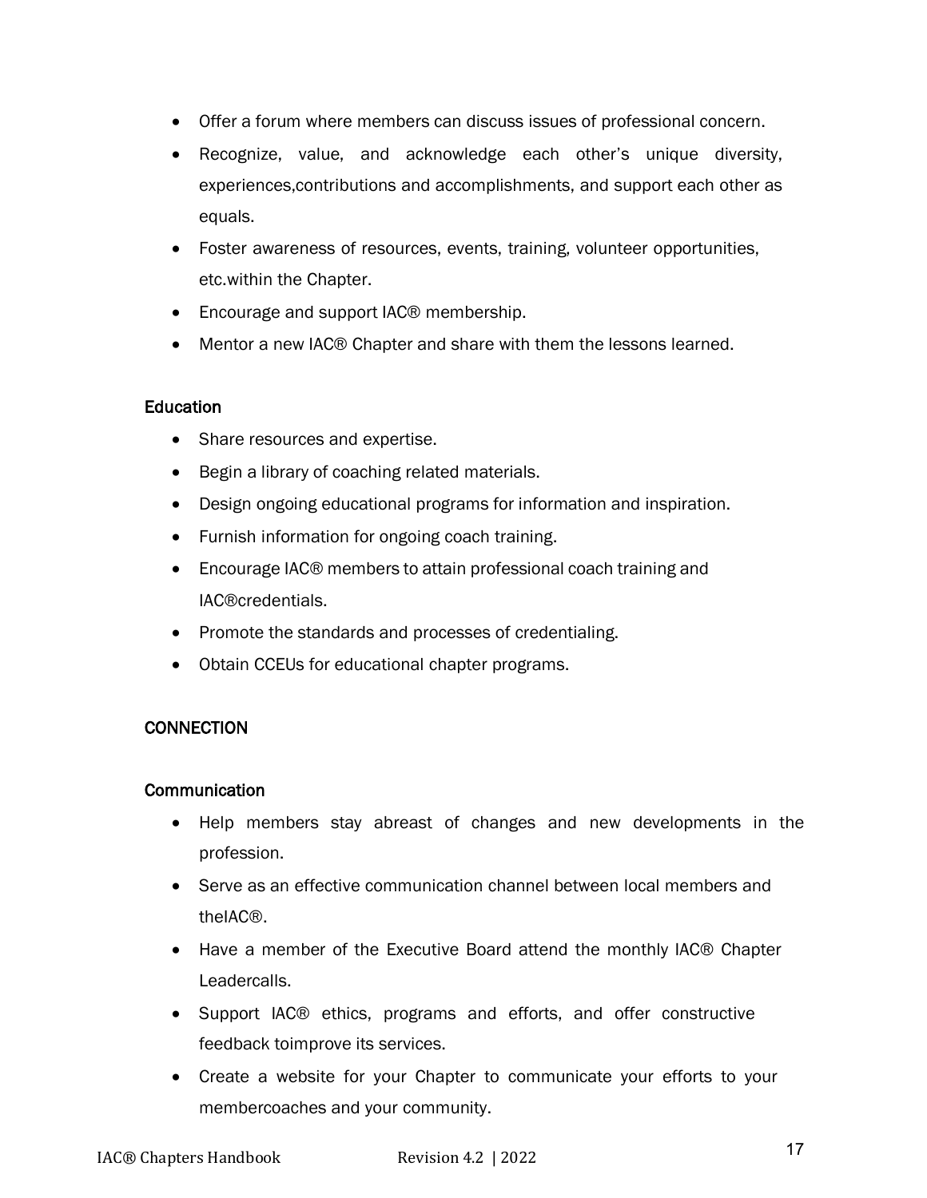- Offer a forum where members can discuss issues of professional concern.
- Recognize, value, and acknowledge each other's unique diversity, experiences,contributions and accomplishments, and support each other as equals.
- Foster awareness of resources, events, training, volunteer opportunities, etc.within the Chapter.
- Encourage and support IAC® membership.
- Mentor a new IAC® Chapter and share with them the lessons learned.

### Education

- Share resources and expertise.
- Begin a library of coaching related materials.
- Design ongoing educational programs for information and inspiration.
- Furnish information for ongoing coach training.
- Encourage IAC® members to attain professional coach training and IAC®credentials.
- Promote the standards and processes of credentialing.
- Obtain CCEUs for educational chapter programs.

## CONNECTION

### Communication

- Help members stay abreast of changes and new developments in the profession.
- Serve as an effective communication channel between local members and theIAC®.
- Have a member of the Executive Board attend the monthly IAC® Chapter Leadercalls.
- Support IAC® ethics, programs and efforts, and offer constructive feedback toimprove its services.
- Create a website for your Chapter to communicate your efforts to your membercoaches and your community.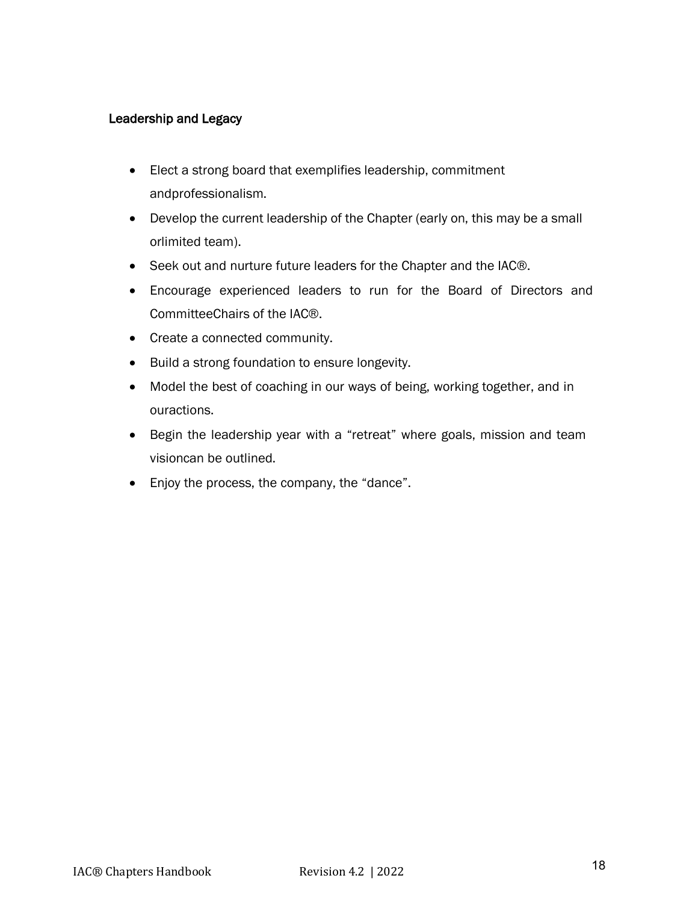### Leadership and Legacy

- Elect a strong board that exemplifies leadership, commitment andprofessionalism.
- Develop the current leadership of the Chapter (early on, this may be a small orlimited team).
- Seek out and nurture future leaders for the Chapter and the IAC®.
- Encourage experienced leaders to run for the Board of Directors and CommitteeChairs of the IAC®.
- Create a connected community.
- Build a strong foundation to ensure longevity.
- Model the best of coaching in our ways of being, working together, and in ouractions.
- Begin the leadership year with a "retreat" where goals, mission and team visioncan be outlined.
- Enjoy the process, the company, the "dance".